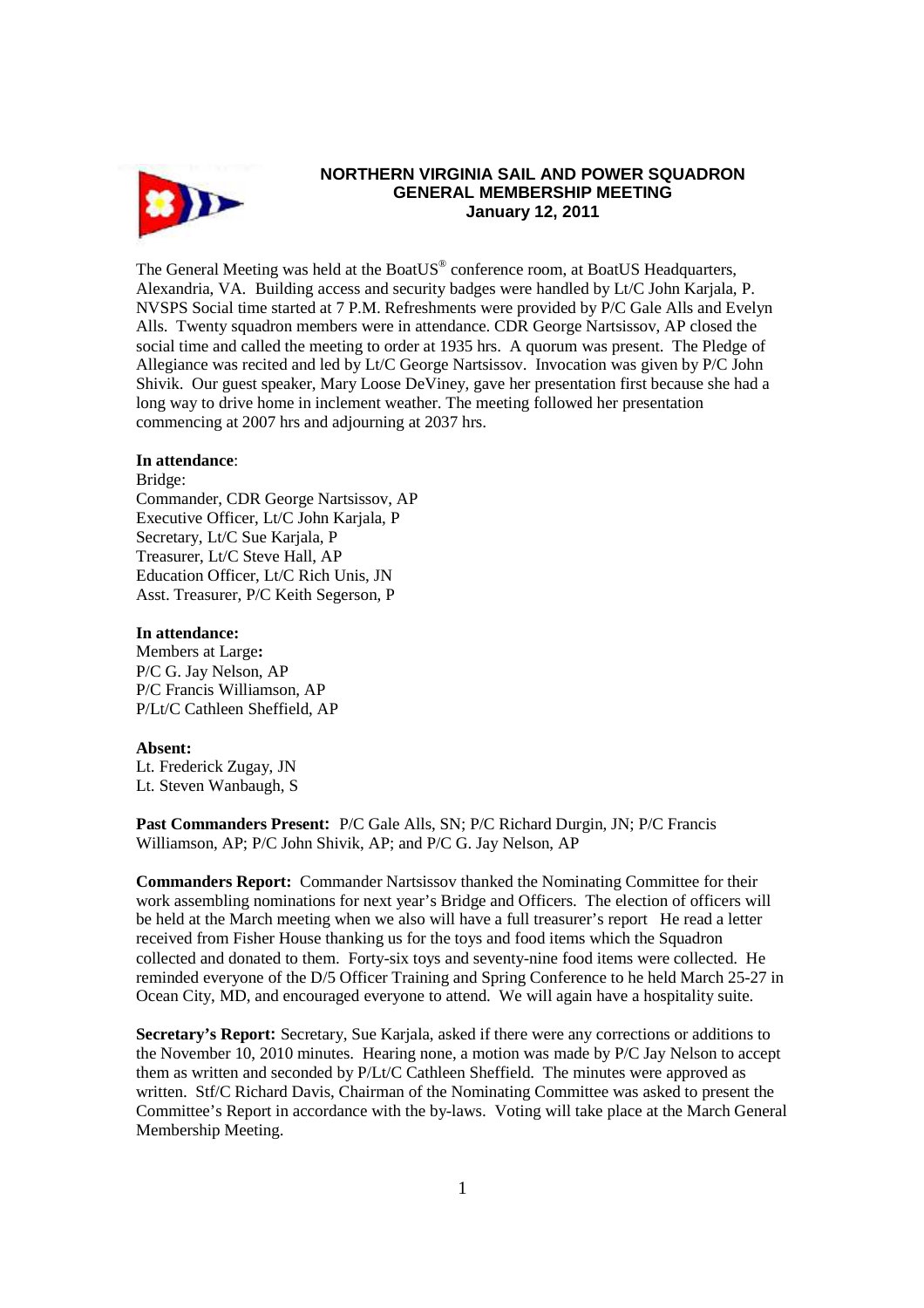# NORTHERN VIRGINIA SAIL AND POWER SQUADRON
## GENERAL MEMBERSHIP MEETING
### January 12, 2011

The General Meeting was held at the BoatUS® conference room, at BoatUS Headquarters, Alexandria, VA. Building access and security badges were handled by Lt/C John Karjala, P. NVSPS Social time started at 7 P.M. Refreshments were provided by P/C Gale Alls and Evelyn Alls. Twenty squadron members were in attendance. CDR George Nartsissov, AP closed the social time and called the meeting to order at 1935 hrs. A quorum was present. The Pledge of Allegiance was recited and led by Lt/C George Nartsissov. Invocation was given by P/C John Shivik. Our guest speaker, Mary Loose DeViney, gave her presentation first because she had a long way to drive home in inclement weather. The meeting followed her presentation commencing at 2007 hrs and adjourning at 2037 hrs.

**In attendance**:
Bridge:
Commander, CDR George Nartsissov, AP
Executive Officer, Lt/C John Karjala, P
Secretary, Lt/C Sue Karjala, P
Treasurer, Lt/C Steve Hall, AP
Education Officer, Lt/C Rich Unis, JN
Asst. Treasurer, P/C Keith Segerson, P

**In attendance:**
Members at Large**:**
P/C G. Jay Nelson, AP
P/C Francis Williamson, AP
P/Lt/C Cathleen Sheffield, AP

**Absent:**
Lt. Frederick Zugay, JN
Lt. Steven Wanbaugh, S

**Past Commanders Present:** P/C Gale Alls, SN; P/C Richard Durgin, JN; P/C Francis Williamson, AP; P/C John Shivik, AP; and P/C G. Jay Nelson, AP

**Commanders Report:** Commander Nartsissov thanked the Nominating Committee for their work assembling nominations for next year's Bridge and Officers. The election of officers will be held at the March meeting when we also will have a full treasurer's report He read a letter received from Fisher House thanking us for the toys and food items which the Squadron collected and donated to them. Forty-six toys and seventy-nine food items were collected. He reminded everyone of the D/5 Officer Training and Spring Conference to he held March 25-27 in Ocean City, MD, and encouraged everyone to attend. We will again have a hospitality suite.

**Secretary's Report:** Secretary, Sue Karjala, asked if there were any corrections or additions to the November 10, 2010 minutes. Hearing none, a motion was made by P/C Jay Nelson to accept them as written and seconded by P/Lt/C Cathleen Sheffield. The minutes were approved as written. Stf/C Richard Davis, Chairman of the Nominating Committee was asked to present the Committee's Report in accordance with the by-laws. Voting will take place at the March General Membership Meeting.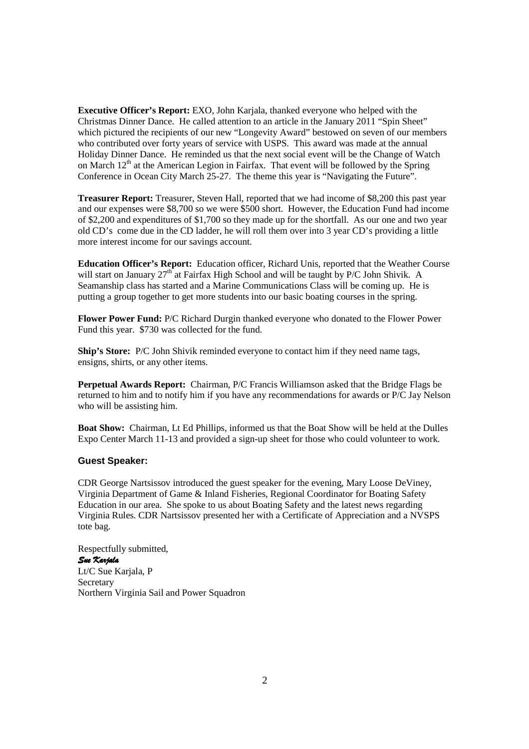**Executive Officer's Report:** EXO, John Karjala, thanked everyone who helped with the Christmas Dinner Dance. He called attention to an article in the January 2011 "Spin Sheet" which pictured the recipients of our new "Longevity Award" bestowed on seven of our members who contributed over forty years of service with USPS. This award was made at the annual Holiday Dinner Dance. He reminded us that the next social event will be the Change of Watch on March 12th at the American Legion in Fairfax. That event will be followed by the Spring Conference in Ocean City March 25-27. The theme this year is "Navigating the Future".

**Treasurer Report:** Treasurer, Steven Hall, reported that we had income of $8,200 this past year and our expenses were $8,700 so we were $500 short. However, the Education Fund had income of $2,200 and expenditures of $1,700 so they made up for the shortfall. As our one and two year old CD's come due in the CD ladder, he will roll them over into 3 year CD's providing a little more interest income for our savings account.

**Education Officer's Report:** Education officer, Richard Unis, reported that the Weather Course will start on January 27th at Fairfax High School and will be taught by P/C John Shivik. A Seamanship class has started and a Marine Communications Class will be coming up. He is putting a group together to get more students into our basic boating courses in the spring.

**Flower Power Fund:** P/C Richard Durgin thanked everyone who donated to the Flower Power Fund this year. $730 was collected for the fund.

**Ship's Store:** P/C John Shivik reminded everyone to contact him if they need name tags, ensigns, shirts, or any other items.

**Perpetual Awards Report:** Chairman, P/C Francis Williamson asked that the Bridge Flags be returned to him and to notify him if you have any recommendations for awards or P/C Jay Nelson who will be assisting him.

**Boat Show:** Chairman, Lt Ed Phillips, informed us that the Boat Show will be held at the Dulles Expo Center March 11-13 and provided a sign-up sheet for those who could volunteer to work.

### Guest Speaker:

CDR George Nartsissov introduced the guest speaker for the evening, Mary Loose DeViney, Virginia Department of Game & Inland Fisheries, Regional Coordinator for Boating Safety Education in our area. She spoke to us about Boating Safety and the latest news regarding Virginia Rules. CDR Nartsissov presented her with a Certificate of Appreciation and a NVSPS tote bag.

Respectfully submitted,

*Sue Karjala*

Lt/C Sue Karjala, P
Secretary
Northern Virginia Sail and Power Squadron